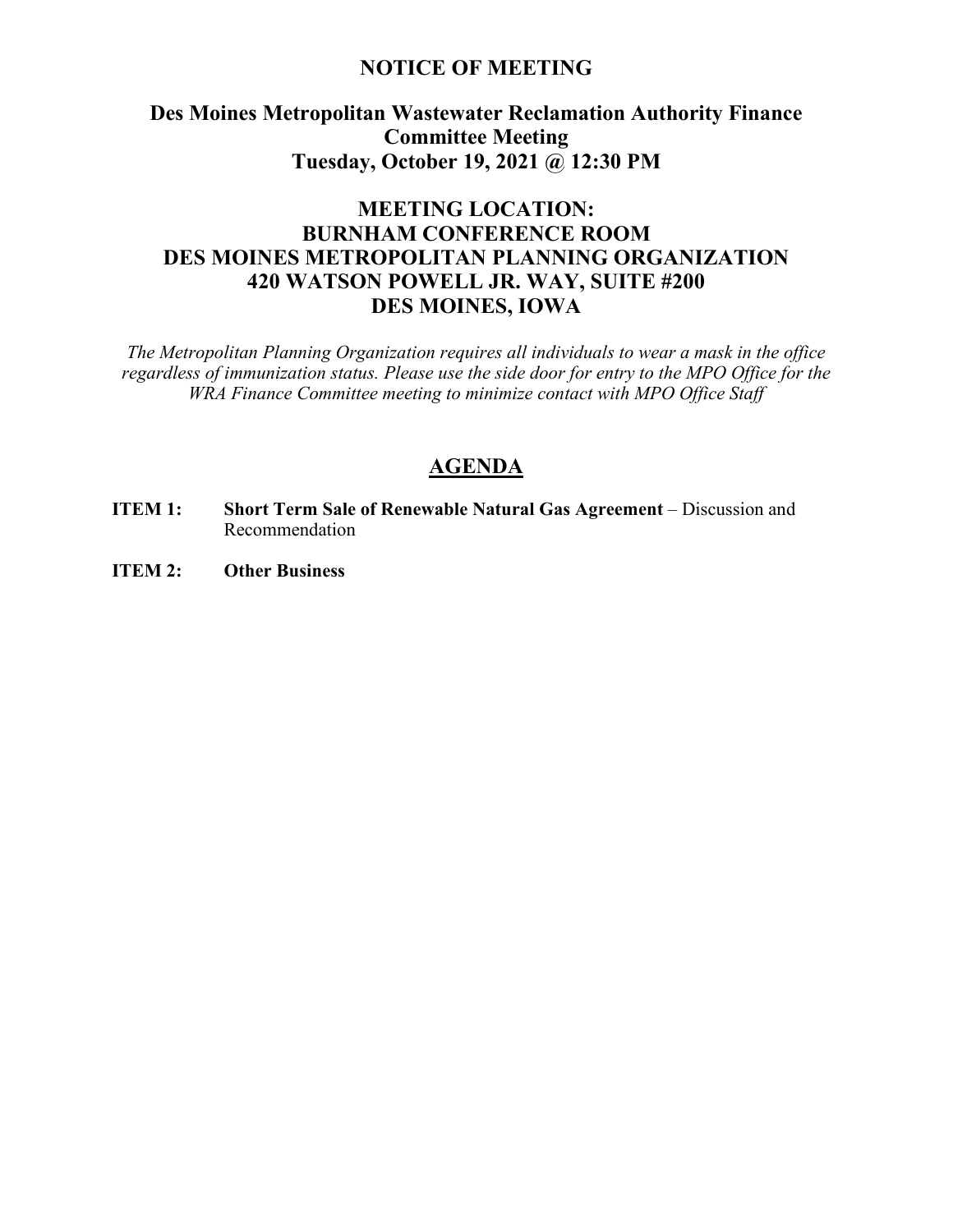# NOTICE OF MEETING

## Des Moines Metropolitan Wastewater Reclamation Authority Finance Committee Meeting
## Tuesday, October 19, 2021 @ 12:30 PM

## MEETING LOCATION:
## BURNHAM CONFERENCE ROOM
## DES MOINES METROPOLITAN PLANNING ORGANIZATION
## 420 WATSON POWELL JR. WAY, SUITE #200
## DES MOINES, IOWA

*The Metropolitan Planning Organization requires all individuals to wear a mask in the office regardless of immunization status. Please use the side door for entry to the MPO Office for the WRA Finance Committee meeting to minimize contact with MPO Office Staff*

## AGENDA

**ITEM 1:** **Short Term Sale of Renewable Natural Gas Agreement** – Discussion and Recommendation

**ITEM 2:** **Other Business**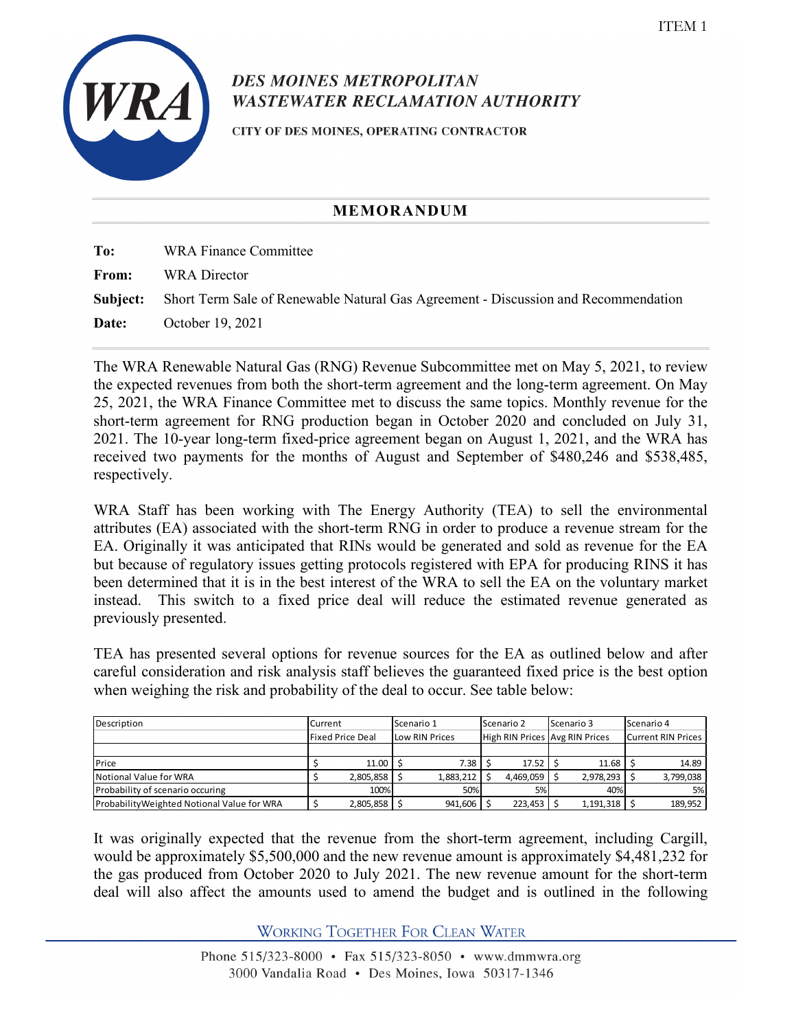ITEM 1

# DES MOINES METROPOLITAN WASTEWATER RECLAMATION AUTHORITY

CITY OF DES MOINES, OPERATING CONTRACTOR

## MEMORANDUM

**To:** WRA Finance Committee

**From:** WRA Director

**Subject:** Short Term Sale of Renewable Natural Gas Agreement - Discussion and Recommendation

**Date:** October 19, 2021

The WRA Renewable Natural Gas (RNG) Revenue Subcommittee met on May 5, 2021, to review the expected revenues from both the short-term agreement and the long-term agreement. On May 25, 2021, the WRA Finance Committee met to discuss the same topics. Monthly revenue for the short-term agreement for RNG production began in October 2020 and concluded on July 31, 2021. The 10-year long-term fixed-price agreement began on August 1, 2021, and the WRA has received two payments for the months of August and September of $480,246 and $538,485, respectively.

WRA Staff has been working with The Energy Authority (TEA) to sell the environmental attributes (EA) associated with the short-term RNG in order to produce a revenue stream for the EA. Originally it was anticipated that RINs would be generated and sold as revenue for the EA but because of regulatory issues getting protocols registered with EPA for producing RINS it has been determined that it is in the best interest of the WRA to sell the EA on the voluntary market instead. This switch to a fixed price deal will reduce the estimated revenue generated as previously presented.

TEA has presented several options for revenue sources for the EA as outlined below and after careful consideration and risk analysis staff believes the guaranteed fixed price is the best option when weighing the risk and probability of the deal to occur. See table below:

| Description | Current | Scenario 1 | Scenario 2 | Scenario 3 | Scenario 4 |
|---|---|---|---|---|---|
| | Fixed Price Deal | Low RIN Prices | High RIN Prices | Avg RIN Prices | Current RIN Prices |
| | | | | | |
| Price | $ 11.00 | $ 7.38 | $ 17.52 | $ 11.68 | $ 14.89 |
| Notional Value for WRA | $ 2,805,858 | $ 1,883,212 | $ 4,469,059 | $ 2,978,293 | $ 3,799,038 |
| Probability of scenario occuring | 100% | 50% | 5% | 40% | 5% |
| ProbabilityWeighted Notional Value for WRA | $ 2,805,858 | $ 941,606 | $ 223,453 | $ 1,191,318 | $ 189,952 |

It was originally expected that the revenue from the short-term agreement, including Cargill, would be approximately $5,500,000 and the new revenue amount is approximately $4,481,232 for the gas produced from October 2020 to July 2021. The new revenue amount for the short-term deal will also affect the amounts used to amend the budget and is outlined in the following

WORKING TOGETHER FOR CLEAN WATER

Phone 515/323-8000 • Fax 515/323-8050 • www.dmmwra.org
3000 Vandalia Road • Des Moines, Iowa 50317-1346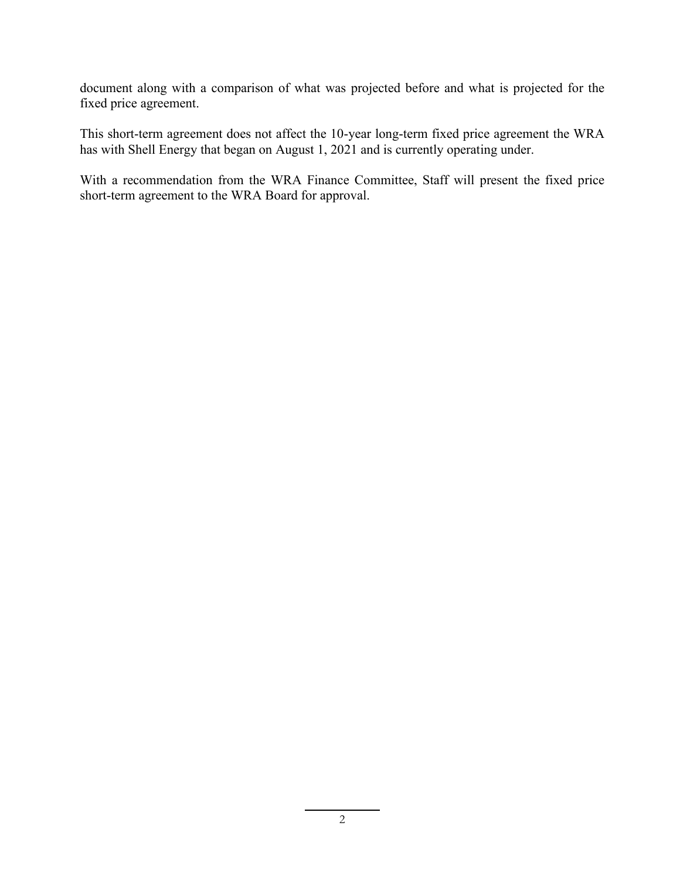document along with a comparison of what was projected before and what is projected for the fixed price agreement.

This short-term agreement does not affect the 10-year long-term fixed price agreement the WRA has with Shell Energy that began on August 1, 2021 and is currently operating under.

With a recommendation from the WRA Finance Committee, Staff will present the fixed price short-term agreement to the WRA Board for approval.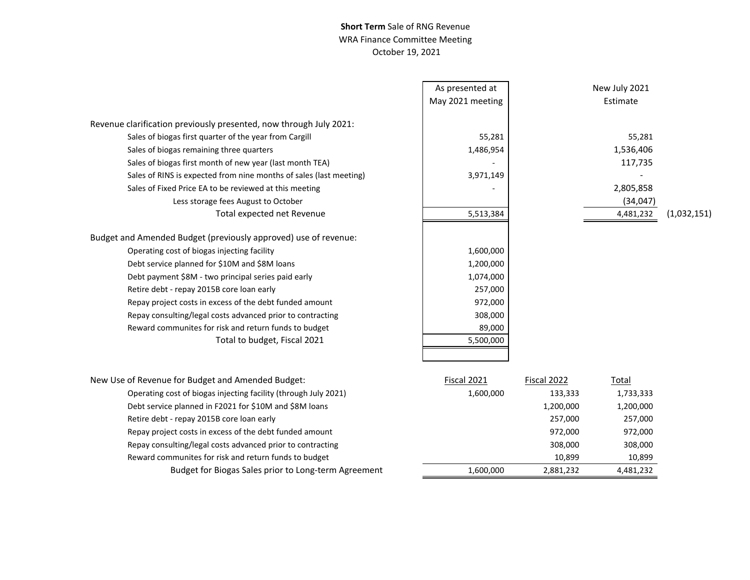**Short Term** Sale of RNG Revenue
WRA Finance Committee Meeting
October 19, 2021

| | As presented at May 2021 meeting | | New July 2021 Estimate | |
|---|---|---|---|---|
| **Revenue clarification previously presented, now through July 2021:** | | | | |
| Sales of biogas first quarter of the year from Cargill | 55,281 | | 55,281 | |
| Sales of biogas remaining three quarters | 1,486,954 | | 1,536,406 | |
| Sales of biogas first month of new year (last month TEA) | - | | 117,735 | |
| Sales of RINS is expected from nine months of sales (last meeting) | 3,971,149 | | - | |
| Sales of Fixed Price EA to be reviewed at this meeting | - | | 2,805,858 | |
| Less storage fees August to October | | | (34,047) | |
| Total expected net Revenue | 5,513,384 | | 4,481,232 | (1,032,151) |
| **Budget and Amended Budget (previously approved) use of revenue:** | | | | |
| Operating cost of biogas injecting facility | 1,600,000 | | | |
| Debt service planned for $10M and $8M loans | 1,200,000 | | | |
| Debt payment $8M - two principal series paid early | 1,074,000 | | | |
| Retire debt - repay 2015B core loan early | 257,000 | | | |
| Repay project costs in excess of the debt funded amount | 972,000 | | | |
| Repay consulting/legal costs advanced prior to contracting | 308,000 | | | |
| Reward communites for risk and return funds to budget | 89,000 | | | |
| Total to budget, Fiscal 2021 | 5,500,000 | | | |

| New Use of Revenue for Budget and Amended Budget: | Fiscal 2021 | Fiscal 2022 | Total |
|---|---|---|---|
| Operating cost of biogas injecting facility (through July 2021) | 1,600,000 | 133,333 | 1,733,333 |
| Debt service planned in F2021 for $10M and $8M loans | | 1,200,000 | 1,200,000 |
| Retire debt - repay 2015B core loan early | | 257,000 | 257,000 |
| Repay project costs in excess of the debt funded amount | | 972,000 | 972,000 |
| Repay consulting/legal costs advanced prior to contracting | | 308,000 | 308,000 |
| Reward communites for risk and return funds to budget | | 10,899 | 10,899 |
| Budget for Biogas Sales prior to Long-term Agreement | 1,600,000 | 2,881,232 | 4,481,232 |